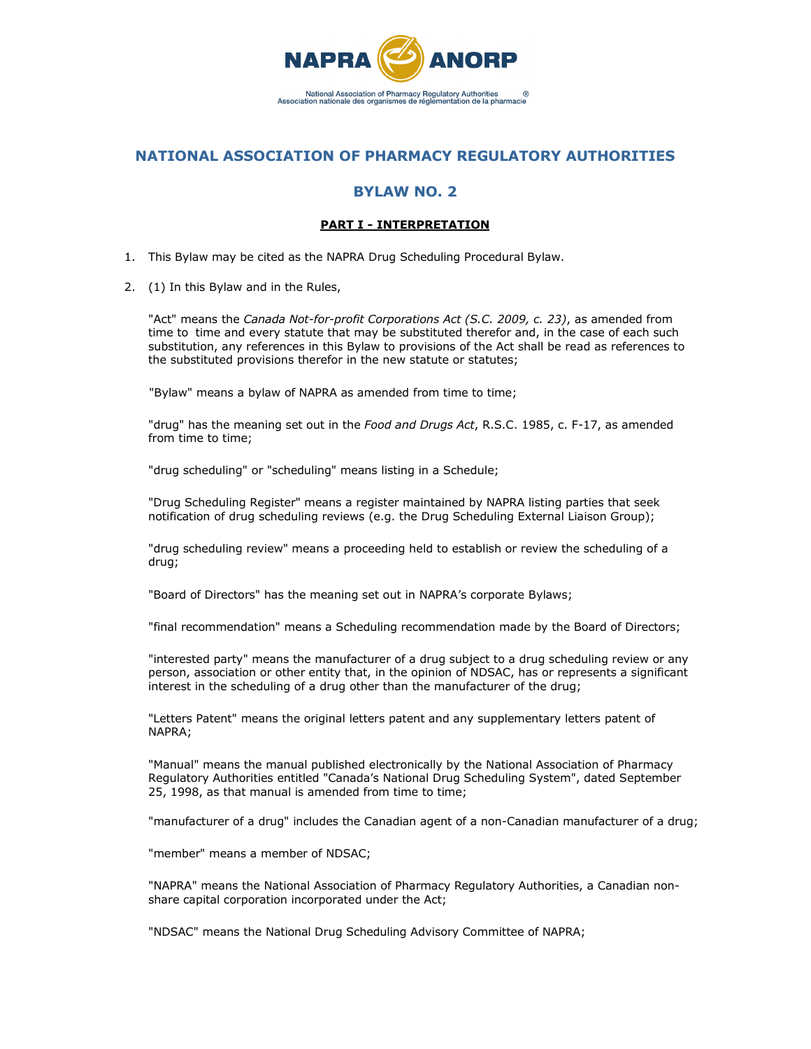# NATIONAL ASSOCIATION OF PHARMACY REGULATORY AUTHORITIES

## BYLAW NO. 2

### PART I - INTERPRETATION

1. This Bylaw may be cited as the NAPRA Drug Scheduling Procedural Bylaw.

2. (1) In this Bylaw and in the Rules,

   "Act" means the *Canada Not-for-profit Corporations Act (S.C. 2009, c. 23)*, as amended from time to time and every statute that may be substituted therefor and, in the case of each such substitution, any references in this Bylaw to provisions of the Act shall be read as references to the substituted provisions therefor in the new statute or statutes;

   "Bylaw" means a bylaw of NAPRA as amended from time to time;

   "drug" has the meaning set out in the *Food and Drugs Act*, R.S.C. 1985, c. F-17, as amended from time to time;

   "drug scheduling" or "scheduling" means listing in a Schedule;

   "Drug Scheduling Register" means a register maintained by NAPRA listing parties that seek notification of drug scheduling reviews (e.g. the Drug Scheduling External Liaison Group);

   "drug scheduling review" means a proceeding held to establish or review the scheduling of a drug;

   "Board of Directors" has the meaning set out in NAPRA's corporate Bylaws;

   "final recommendation" means a Scheduling recommendation made by the Board of Directors;

   "interested party" means the manufacturer of a drug subject to a drug scheduling review or any person, association or other entity that, in the opinion of NDSAC, has or represents a significant interest in the scheduling of a drug other than the manufacturer of the drug;

   "Letters Patent" means the original letters patent and any supplementary letters patent of NAPRA;

   "Manual" means the manual published electronically by the National Association of Pharmacy Regulatory Authorities entitled "Canada's National Drug Scheduling System", dated September 25, 1998, as that manual is amended from time to time;

   "manufacturer of a drug" includes the Canadian agent of a non-Canadian manufacturer of a drug;

   "member" means a member of NDSAC;

   "NAPRA" means the National Association of Pharmacy Regulatory Authorities, a Canadian non-share capital corporation incorporated under the Act;

   "NDSAC" means the National Drug Scheduling Advisory Committee of NAPRA;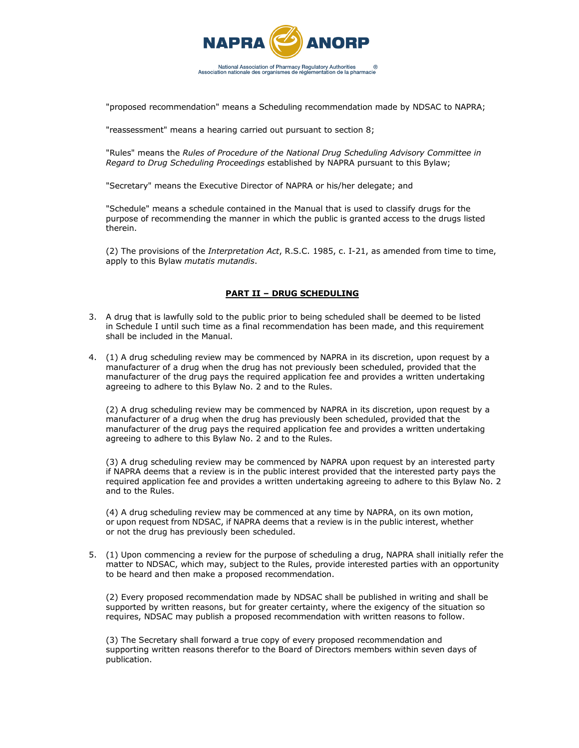"proposed recommendation" means a Scheduling recommendation made by NDSAC to NAPRA;

"reassessment" means a hearing carried out pursuant to section 8;

"Rules" means the *Rules of Procedure of the National Drug Scheduling Advisory Committee in Regard to Drug Scheduling Proceedings* established by NAPRA pursuant to this Bylaw;

"Secretary" means the Executive Director of NAPRA or his/her delegate; and

"Schedule" means a schedule contained in the Manual that is used to classify drugs for the purpose of recommending the manner in which the public is granted access to the drugs listed therein.

(2) The provisions of the *Interpretation Act*, R.S.C. 1985, c. I-21, as amended from time to time, apply to this Bylaw *mutatis mutandis*.

## PART II – DRUG SCHEDULING

3. A drug that is lawfully sold to the public prior to being scheduled shall be deemed to be listed in Schedule I until such time as a final recommendation has been made, and this requirement shall be included in the Manual.

4. (1) A drug scheduling review may be commenced by NAPRA in its discretion, upon request by a manufacturer of a drug when the drug has not previously been scheduled, provided that the manufacturer of the drug pays the required application fee and provides a written undertaking agreeing to adhere to this Bylaw No. 2 and to the Rules.

   (2) A drug scheduling review may be commenced by NAPRA in its discretion, upon request by a manufacturer of a drug when the drug has previously been scheduled, provided that the manufacturer of the drug pays the required application fee and provides a written undertaking agreeing to adhere to this Bylaw No. 2 and to the Rules.

   (3) A drug scheduling review may be commenced by NAPRA upon request by an interested party if NAPRA deems that a review is in the public interest provided that the interested party pays the required application fee and provides a written undertaking agreeing to adhere to this Bylaw No. 2 and to the Rules.

   (4) A drug scheduling review may be commenced at any time by NAPRA, on its own motion, or upon request from NDSAC, if NAPRA deems that a review is in the public interest, whether or not the drug has previously been scheduled.

5. (1) Upon commencing a review for the purpose of scheduling a drug, NAPRA shall initially refer the matter to NDSAC, which may, subject to the Rules, provide interested parties with an opportunity to be heard and then make a proposed recommendation.

   (2) Every proposed recommendation made by NDSAC shall be published in writing and shall be supported by written reasons, but for greater certainty, where the exigency of the situation so requires, NDSAC may publish a proposed recommendation with written reasons to follow.

   (3) The Secretary shall forward a true copy of every proposed recommendation and supporting written reasons therefor to the Board of Directors members within seven days of publication.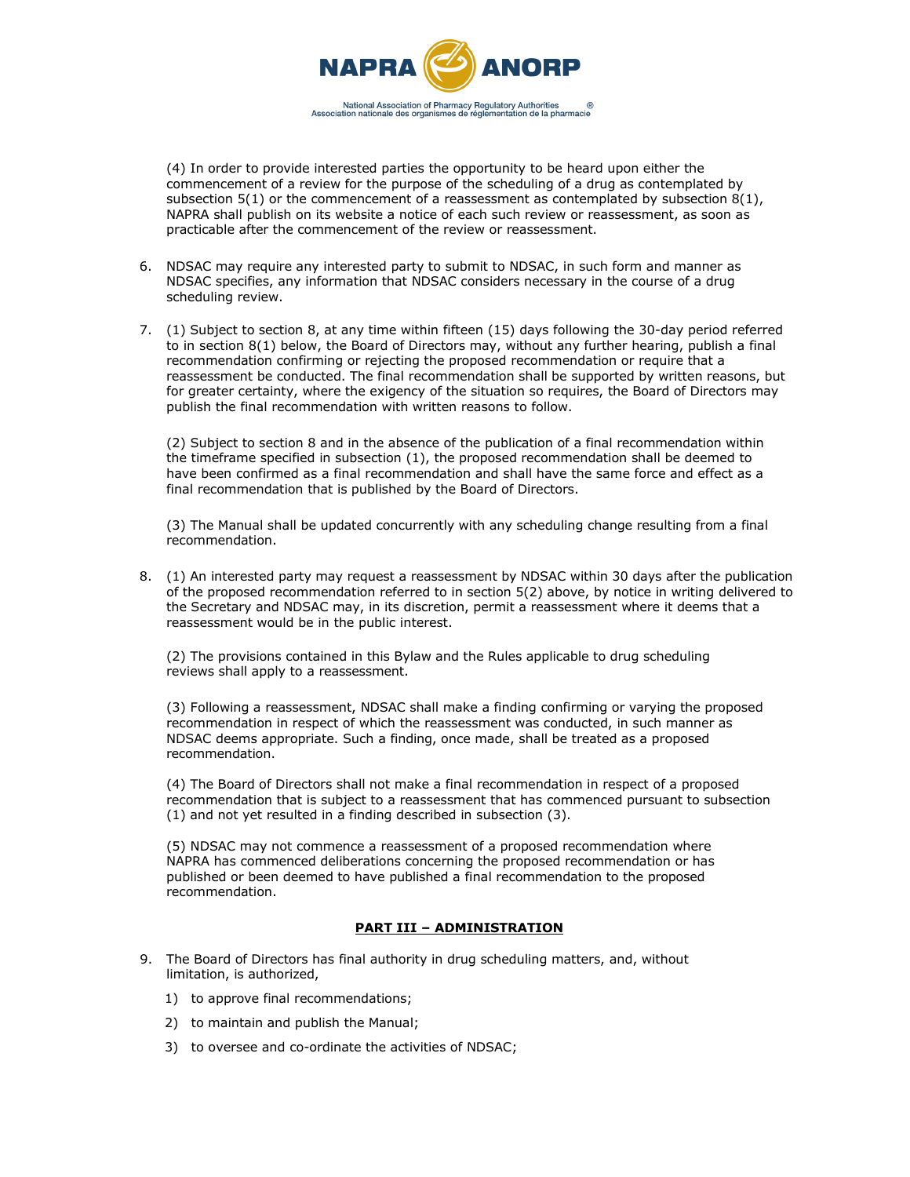(4) In order to provide interested parties the opportunity to be heard upon either the commencement of a review for the purpose of the scheduling of a drug as contemplated by subsection 5(1) or the commencement of a reassessment as contemplated by subsection 8(1), NAPRA shall publish on its website a notice of each such review or reassessment, as soon as practicable after the commencement of the review or reassessment.

6. NDSAC may require any interested party to submit to NDSAC, in such form and manner as NDSAC specifies, any information that NDSAC considers necessary in the course of a drug scheduling review.

7. (1) Subject to section 8, at any time within fifteen (15) days following the 30-day period referred to in section 8(1) below, the Board of Directors may, without any further hearing, publish a final recommendation confirming or rejecting the proposed recommendation or require that a reassessment be conducted. The final recommendation shall be supported by written reasons, but for greater certainty, where the exigency of the situation so requires, the Board of Directors may publish the final recommendation with written reasons to follow.

   (2) Subject to section 8 and in the absence of the publication of a final recommendation within the timeframe specified in subsection (1), the proposed recommendation shall be deemed to have been confirmed as a final recommendation and shall have the same force and effect as a final recommendation that is published by the Board of Directors.

   (3) The Manual shall be updated concurrently with any scheduling change resulting from a final recommendation.

8. (1) An interested party may request a reassessment by NDSAC within 30 days after the publication of the proposed recommendation referred to in section 5(2) above, by notice in writing delivered to the Secretary and NDSAC may, in its discretion, permit a reassessment where it deems that a reassessment would be in the public interest.

   (2) The provisions contained in this Bylaw and the Rules applicable to drug scheduling reviews shall apply to a reassessment.

   (3) Following a reassessment, NDSAC shall make a finding confirming or varying the proposed recommendation in respect of which the reassessment was conducted, in such manner as NDSAC deems appropriate. Such a finding, once made, shall be treated as a proposed recommendation.

   (4) The Board of Directors shall not make a final recommendation in respect of a proposed recommendation that is subject to a reassessment that has commenced pursuant to subsection (1) and not yet resulted in a finding described in subsection (3).

   (5) NDSAC may not commence a reassessment of a proposed recommendation where NAPRA has commenced deliberations concerning the proposed recommendation or has published or been deemed to have published a final recommendation to the proposed recommendation.

## PART III – ADMINISTRATION

9. The Board of Directors has final authority in drug scheduling matters, and, without limitation, is authorized,

   1) to approve final recommendations;
   2) to maintain and publish the Manual;
   3) to oversee and co-ordinate the activities of NDSAC;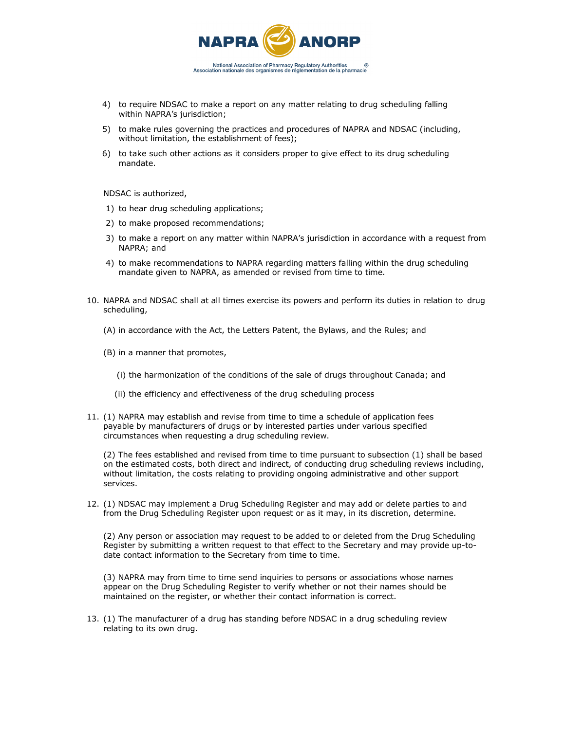4) to require NDSAC to make a report on any matter relating to drug scheduling falling within NAPRA's jurisdiction;

5) to make rules governing the practices and procedures of NAPRA and NDSAC (including, without limitation, the establishment of fees);

6) to take such other actions as it considers proper to give effect to its drug scheduling mandate.

NDSAC is authorized,

1) to hear drug scheduling applications;

2) to make proposed recommendations;

3) to make a report on any matter within NAPRA's jurisdiction in accordance with a request from NAPRA; and

4) to make recommendations to NAPRA regarding matters falling within the drug scheduling mandate given to NAPRA, as amended or revised from time to time.

10. NAPRA and NDSAC shall at all times exercise its powers and perform its duties in relation to drug scheduling,

    (A) in accordance with the Act, the Letters Patent, the Bylaws, and the Rules; and

    (B) in a manner that promotes,

    (i) the harmonization of the conditions of the sale of drugs throughout Canada; and

    (ii) the efficiency and effectiveness of the drug scheduling process

11. (1) NAPRA may establish and revise from time to time a schedule of application fees payable by manufacturers of drugs or by interested parties under various specified circumstances when requesting a drug scheduling review.

    (2) The fees established and revised from time to time pursuant to subsection (1) shall be based on the estimated costs, both direct and indirect, of conducting drug scheduling reviews including, without limitation, the costs relating to providing ongoing administrative and other support services.

12. (1) NDSAC may implement a Drug Scheduling Register and may add or delete parties to and from the Drug Scheduling Register upon request or as it may, in its discretion, determine.

    (2) Any person or association may request to be added to or deleted from the Drug Scheduling Register by submitting a written request to that effect to the Secretary and may provide up-to-date contact information to the Secretary from time to time.

    (3) NAPRA may from time to time send inquiries to persons or associations whose names appear on the Drug Scheduling Register to verify whether or not their names should be maintained on the register, or whether their contact information is correct.

13. (1) The manufacturer of a drug has standing before NDSAC in a drug scheduling review relating to its own drug.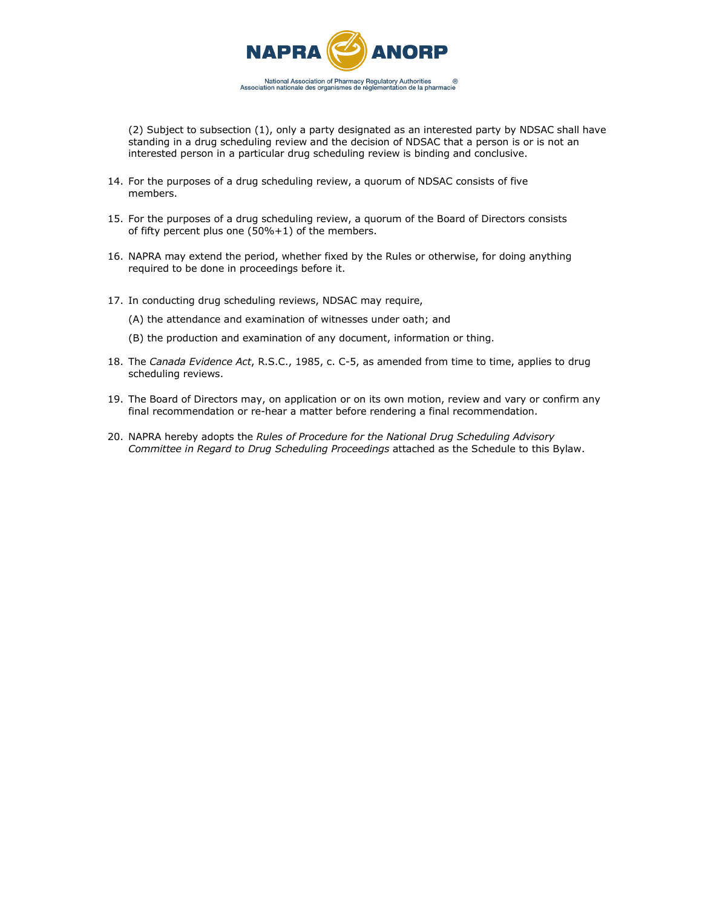(2) Subject to subsection (1), only a party designated as an interested party by NDSAC shall have standing in a drug scheduling review and the decision of NDSAC that a person is or is not an interested person in a particular drug scheduling review is binding and conclusive.

14. For the purposes of a drug scheduling review, a quorum of NDSAC consists of five members.

15. For the purposes of a drug scheduling review, a quorum of the Board of Directors consists of fifty percent plus one (50%+1) of the members.

16. NAPRA may extend the period, whether fixed by the Rules or otherwise, for doing anything required to be done in proceedings before it.

17. In conducting drug scheduling reviews, NDSAC may require,

    (A) the attendance and examination of witnesses under oath; and

    (B) the production and examination of any document, information or thing.

18. The *Canada Evidence Act*, R.S.C., 1985, c. C-5, as amended from time to time, applies to drug scheduling reviews.

19. The Board of Directors may, on application or on its own motion, review and vary or confirm any final recommendation or re-hear a matter before rendering a final recommendation.

20. NAPRA hereby adopts the *Rules of Procedure for the National Drug Scheduling Advisory Committee in Regard to Drug Scheduling Proceedings* attached as the Schedule to this Bylaw.